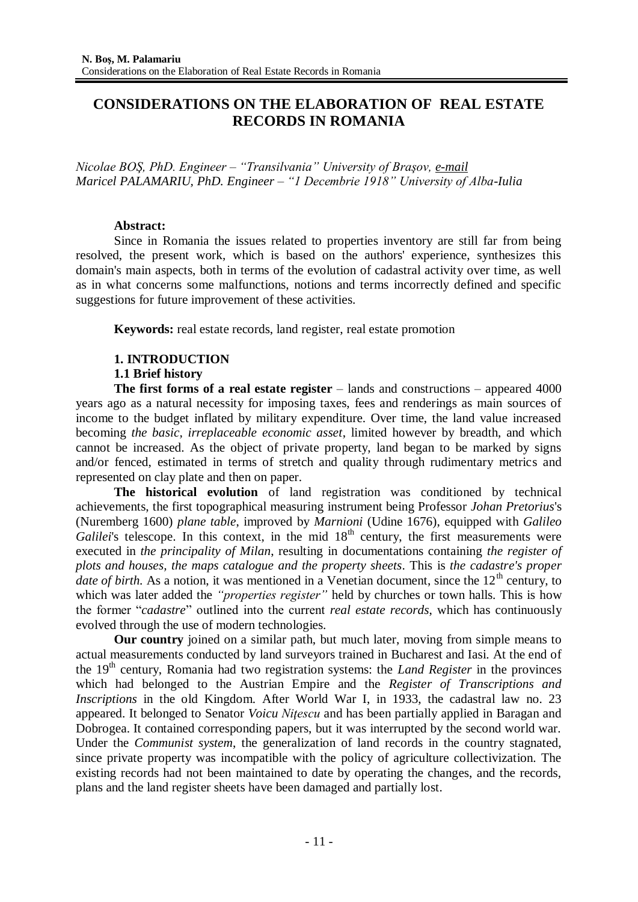# CONSIDERATIONS ON THE ELABORATION OF REAL ESTATE RECORDS IN ROMANIA

*Nicolae BOŞ, PhD. Engineer – "Transilvania" University of Braşov, e-mail*
*Maricel PALAMARIU, PhD. Engineer – "1 Decembrie 1918" University of Alba-Iulia*

**Abstract:**

Since in Romania the issues related to properties inventory are still far from being resolved, the present work, which is based on the authors' experience, synthesizes this domain's main aspects, both in terms of the evolution of cadastral activity over time, as well as in what concerns some malfunctions, notions and terms incorrectly defined and specific suggestions for future improvement of these activities.

**Keywords:** real estate records, land register, real estate promotion

## 1. INTRODUCTION

### 1.1 Brief history

**The first forms of a real estate register** – lands and constructions – appeared 4000 years ago as a natural necessity for imposing taxes, fees and renderings as main sources of income to the budget inflated by military expenditure. Over time, the land value increased becoming *the basic, irreplaceable economic asset*, limited however by breadth, and which cannot be increased. As the object of private property, land began to be marked by signs and/or fenced, estimated in terms of stretch and quality through rudimentary metrics and represented on clay plate and then on paper.

**The historical evolution** of land registration was conditioned by technical achievements, the first topographical measuring instrument being Professor *Johan Pretorius*'s (Nuremberg 1600) *plane table*, improved by *Marnioni* (Udine 1676), equipped with *Galileo Galilei*'s telescope. In this context, in the mid 18th century, the first measurements were executed in *the principality of Milan*, resulting in documentations containing *the register of plots and houses, the maps catalogue and the property sheets*. This is *the cadastre's proper date of birth*. As a notion, it was mentioned in a Venetian document, since the 12th century, to which was later added the *"properties register"* held by churches or town halls. This is how the former "*cadastre*" outlined into the current *real estate records*, which has continuously evolved through the use of modern technologies.

**Our country** joined on a similar path, but much later, moving from simple means to actual measurements conducted by land surveyors trained in Bucharest and Iasi. At the end of the 19th century, Romania had two registration systems: the *Land Register* in the provinces which had belonged to the Austrian Empire and the *Register of Transcriptions and Inscriptions* in the old Kingdom. After World War I, in 1933, the cadastral law no. 23 appeared. It belonged to Senator *Voicu Niţescu* and has been partially applied in Baragan and Dobrogea. It contained corresponding papers, but it was interrupted by the second world war. Under the *Communist system*, the generalization of land records in the country stagnated, since private property was incompatible with the policy of agriculture collectivization. The existing records had not been maintained to date by operating the changes, and the records, plans and the land register sheets have been damaged and partially lost.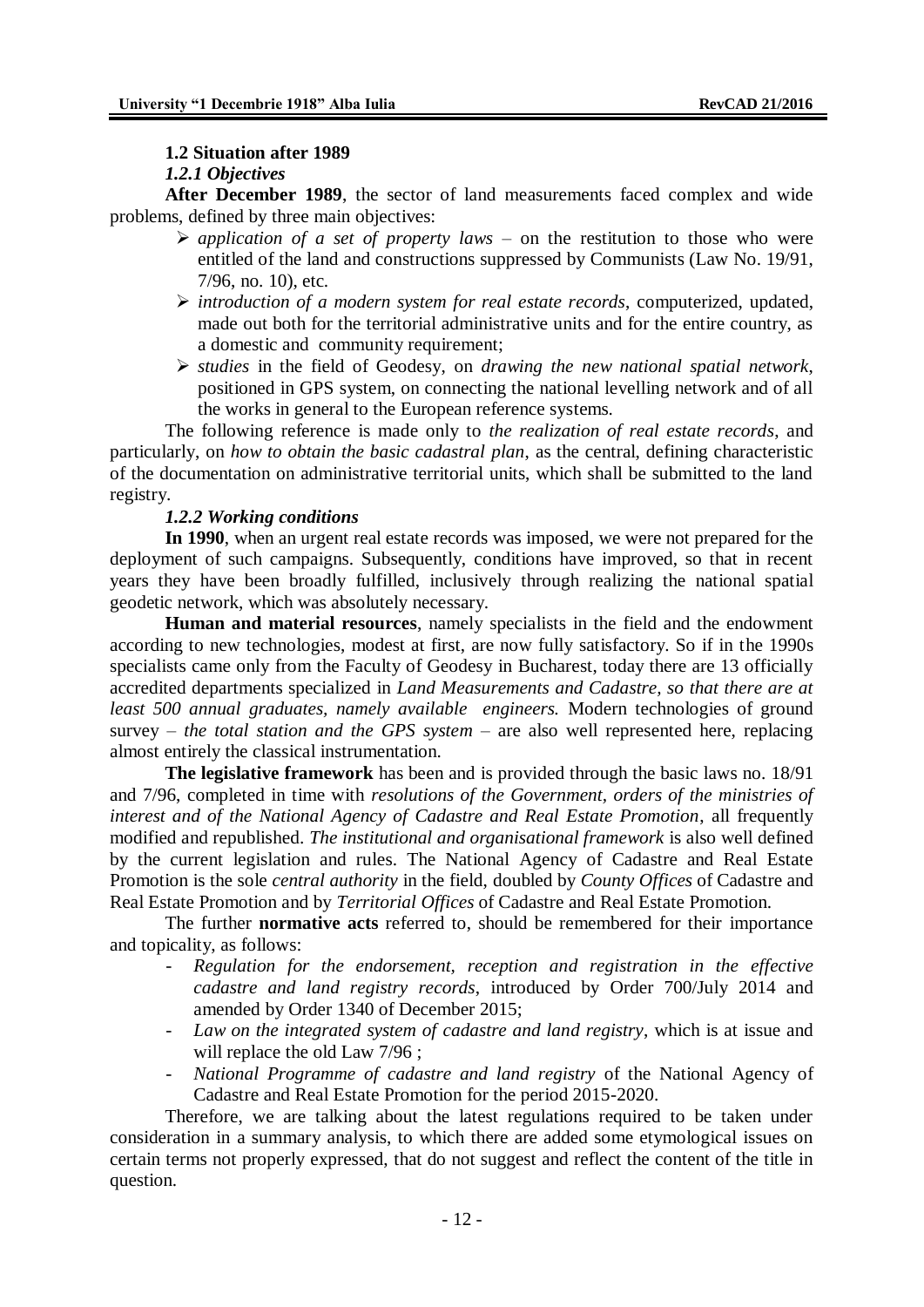## 1.2 Situation after 1989

### *1.2.1 Objectives*

**After December 1989**, the sector of land measurements faced complex and wide problems, defined by three main objectives:

- *application of a set of property laws* – on the restitution to those who were entitled of the land and constructions suppressed by Communists (Law No. 19/91, 7/96, no. 10), etc.
- *introduction of a modern system for real estate records*, computerized, updated, made out both for the territorial administrative units and for the entire country, as a domestic and community requirement;
- *studies* in the field of Geodesy, on *drawing the new national spatial network*, positioned in GPS system, on connecting the national levelling network and of all the works in general to the European reference systems.

The following reference is made only to *the realization of real estate records*, and particularly, on *how to obtain the basic cadastral plan*, as the central, defining characteristic of the documentation on administrative territorial units, which shall be submitted to the land registry.

### *1.2.2 Working conditions*

**In 1990**, when an urgent real estate records was imposed, we were not prepared for the deployment of such campaigns. Subsequently, conditions have improved, so that in recent years they have been broadly fulfilled, inclusively through realizing the national spatial geodetic network, which was absolutely necessary.

**Human and material resources**, namely specialists in the field and the endowment according to new technologies, modest at first, are now fully satisfactory. So if in the 1990s specialists came only from the Faculty of Geodesy in Bucharest, today there are 13 officially accredited departments specialized in *Land Measurements and Cadastre, so that there are at least 500 annual graduates, namely available engineers.* Modern technologies of ground survey – *the total station and the GPS system* – are also well represented here, replacing almost entirely the classical instrumentation.

**The legislative framework** has been and is provided through the basic laws no. 18/91 and 7/96, completed in time with *resolutions of the Government, orders of the ministries of interest and of the National Agency of Cadastre and Real Estate Promotion*, all frequently modified and republished. *The institutional and organisational framework* is also well defined by the current legislation and rules. The National Agency of Cadastre and Real Estate Promotion is the sole *central authority* in the field, doubled by *County Offices* of Cadastre and Real Estate Promotion and by *Territorial Offices* of Cadastre and Real Estate Promotion.

The further **normative acts** referred to, should be remembered for their importance and topicality, as follows:

- *Regulation for the endorsement, reception and registration in the effective cadastre and land registry records*, introduced by Order 700/July 2014 and amended by Order 1340 of December 2015;
- *Law on the integrated system of cadastre and land registry*, which is at issue and will replace the old Law 7/96 ;
- *National Programme of cadastre and land registry* of the National Agency of Cadastre and Real Estate Promotion for the period 2015-2020.

Therefore, we are talking about the latest regulations required to be taken under consideration in a summary analysis, to which there are added some etymological issues on certain terms not properly expressed, that do not suggest and reflect the content of the title in question.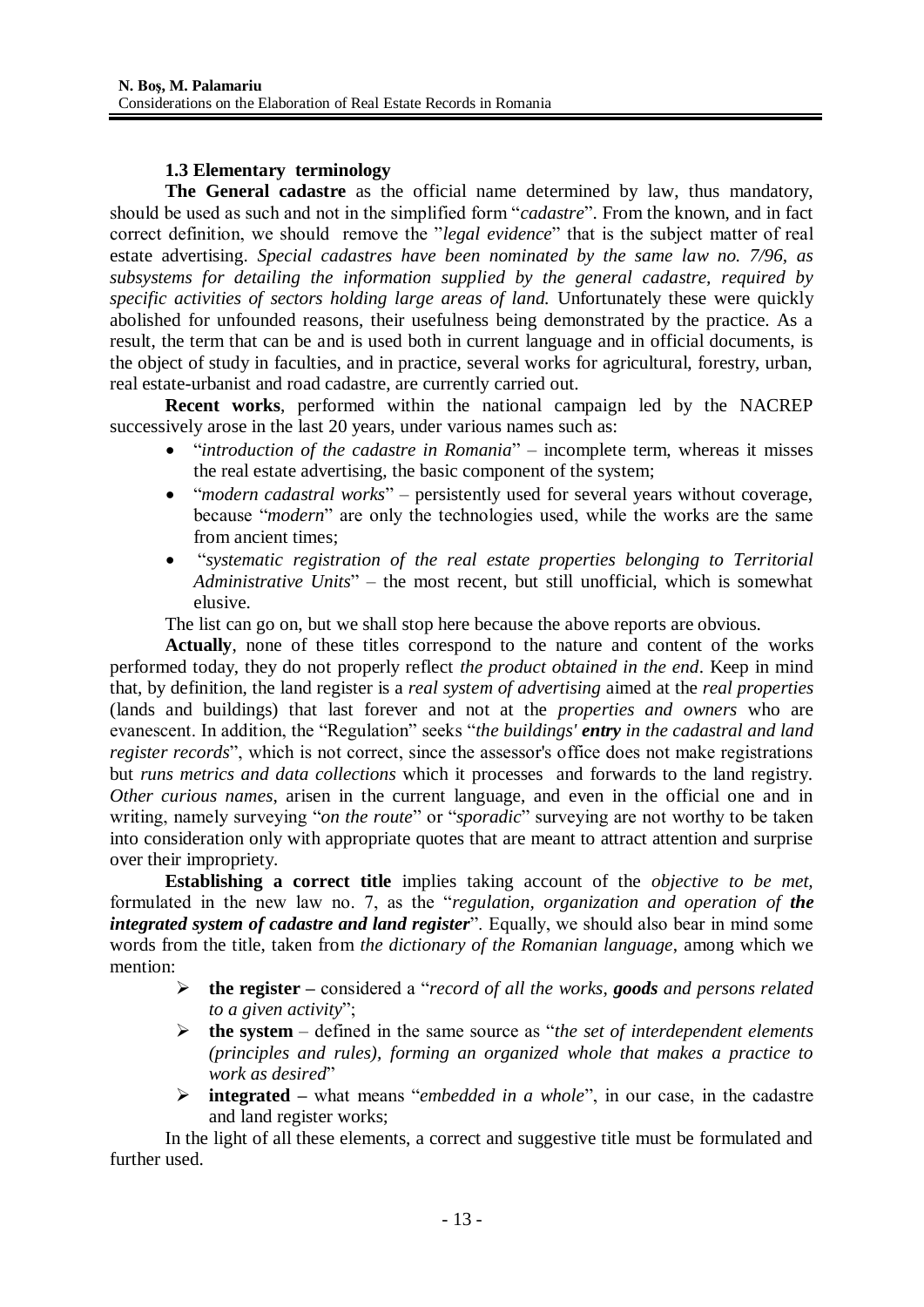### 1.3 Elementary terminology

**The General cadastre** as the official name determined by law, thus mandatory, should be used as such and not in the simplified form "*cadastre*". From the known, and in fact correct definition, we should remove the "*legal evidence*" that is the subject matter of real estate advertising. *Special cadastres have been nominated by the same law no. 7/96, as subsystems for detailing the information supplied by the general cadastre, required by specific activities of sectors holding large areas of land.* Unfortunately these were quickly abolished for unfounded reasons, their usefulness being demonstrated by the practice. As a result, the term that can be and is used both in current language and in official documents, is the object of study in faculties, and in practice, several works for agricultural, forestry, urban, real estate-urbanist and road cadastre, are currently carried out.

**Recent works**, performed within the national campaign led by the NACREP successively arose in the last 20 years, under various names such as:

- "*introduction of the cadastre in Romania*" – incomplete term, whereas it misses the real estate advertising, the basic component of the system;
- "*modern cadastral works*" – persistently used for several years without coverage, because "*modern*" are only the technologies used, while the works are the same from ancient times;
- "*systematic registration of the real estate properties belonging to Territorial Administrative Units*" – the most recent, but still unofficial, which is somewhat elusive.

The list can go on, but we shall stop here because the above reports are obvious.

**Actually**, none of these titles correspond to the nature and content of the works performed today, they do not properly reflect *the product obtained in the end*. Keep in mind that, by definition, the land register is a *real system of advertising* aimed at the *real properties* (lands and buildings) that last forever and not at the *properties and owners* who are evanescent. In addition, the "Regulation" seeks "*the buildings' **entry** in the cadastral and land register records*", which is not correct, since the assessor's office does not make registrations but *runs metrics and data collections* which it processes and forwards to the land registry. *Other curious names*, arisen in the current language, and even in the official one and in writing, namely surveying "*on the route*" or "*sporadic*" surveying are not worthy to be taken into consideration only with appropriate quotes that are meant to attract attention and surprise over their impropriety.

**Establishing a correct title** implies taking account of the *objective to be met,* formulated in the new law no. 7, as the "*regulation, organization and operation of **the integrated system of cadastre and land register***". Equally, we should also bear in mind some words from the title, taken from *the dictionary of the Romanian language*, among which we mention:

- **the register –** considered a "*record of all the works, **goods** and persons related to a given activity*";
- **the system** – defined in the same source as "*the set of interdependent elements (principles and rules), forming an organized whole that makes a practice to work as desired*"
- **integrated –** what means "*embedded in a whole*", in our case, in the cadastre and land register works;

In the light of all these elements, a correct and suggestive title must be formulated and further used.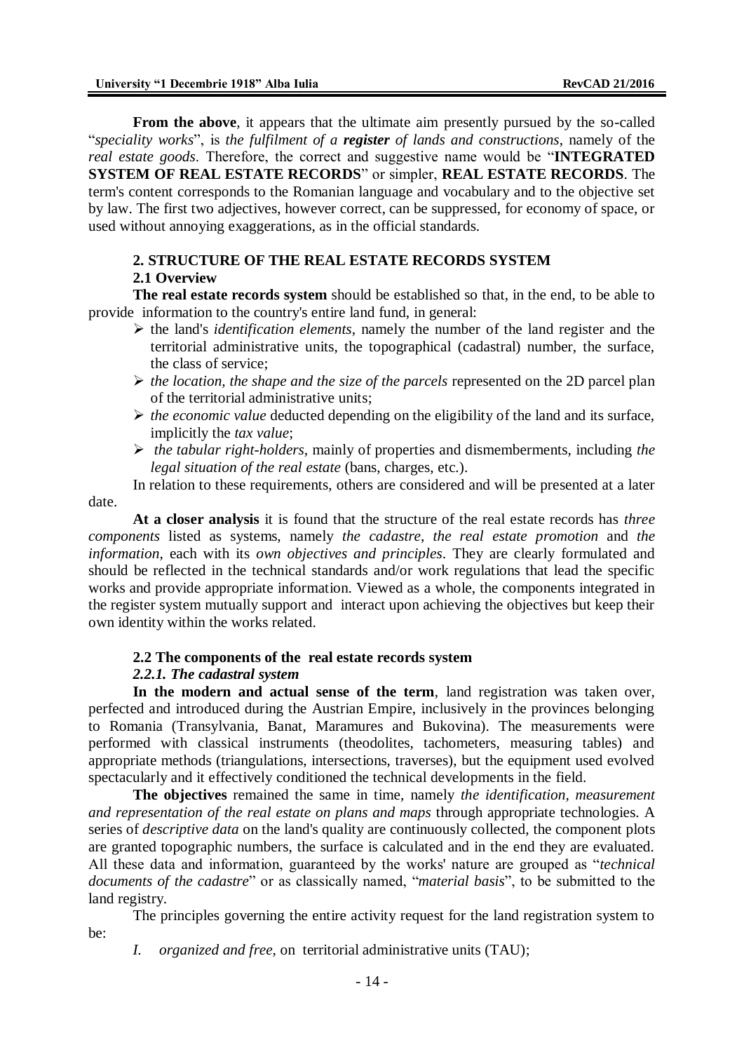**From the above**, it appears that the ultimate aim presently pursued by the so-called "*speciality works*", is *the fulfilment of a **register** of lands and constructions*, namely of the *real estate goods*. Therefore, the correct and suggestive name would be "**INTEGRATED SYSTEM OF REAL ESTATE RECORDS**" or simpler, **REAL ESTATE RECORDS**. The term's content corresponds to the Romanian language and vocabulary and to the objective set by law. The first two adjectives, however correct, can be suppressed, for economy of space, or used without annoying exaggerations, as in the official standards.

## 2. STRUCTURE OF THE REAL ESTATE RECORDS SYSTEM

### 2.1 Overview

**The real estate records system** should be established so that, in the end, to be able to provide information to the country's entire land fund, in general:

- the land's *identification elements*, namely the number of the land register and the territorial administrative units, the topographical (cadastral) number, the surface, the class of service;
- *the location, the shape and the size of the parcels* represented on the 2D parcel plan of the territorial administrative units;
- *the economic value* deducted depending on the eligibility of the land and its surface, implicitly the *tax value*;
- *the tabular right-holders*, mainly of properties and dismemberments, including *the legal situation of the real estate* (bans, charges, etc.).

In relation to these requirements, others are considered and will be presented at a later date.

**At a closer analysis** it is found that the structure of the real estate records has *three components* listed as systems, namely *the cadastre*, *the real estate promotion* and *the information*, each with its *own objectives and principles*. They are clearly formulated and should be reflected in the technical standards and/or work regulations that lead the specific works and provide appropriate information. Viewed as a whole, the components integrated in the register system mutually support and interact upon achieving the objectives but keep their own identity within the works related.

### 2.2 The components of the real estate records system

#### *2.2.1. The cadastral system*

**In the modern and actual sense of the term**, land registration was taken over, perfected and introduced during the Austrian Empire, inclusively in the provinces belonging to Romania (Transylvania, Banat, Maramures and Bukovina). The measurements were performed with classical instruments (theodolites, tachometers, measuring tables) and appropriate methods (triangulations, intersections, traverses), but the equipment used evolved spectacularly and it effectively conditioned the technical developments in the field.

**The objectives** remained the same in time, namely *the identification, measurement and representation of the real estate on plans and maps* through appropriate technologies. A series of *descriptive data* on the land's quality are continuously collected, the component plots are granted topographic numbers, the surface is calculated and in the end they are evaluated. All these data and information, guaranteed by the works' nature are grouped as "*technical documents of the cadastre*" or as classically named, "*material basis*", to be submitted to the land registry.

The principles governing the entire activity request for the land registration system to be:

*I. organized and free,* on territorial administrative units (TAU);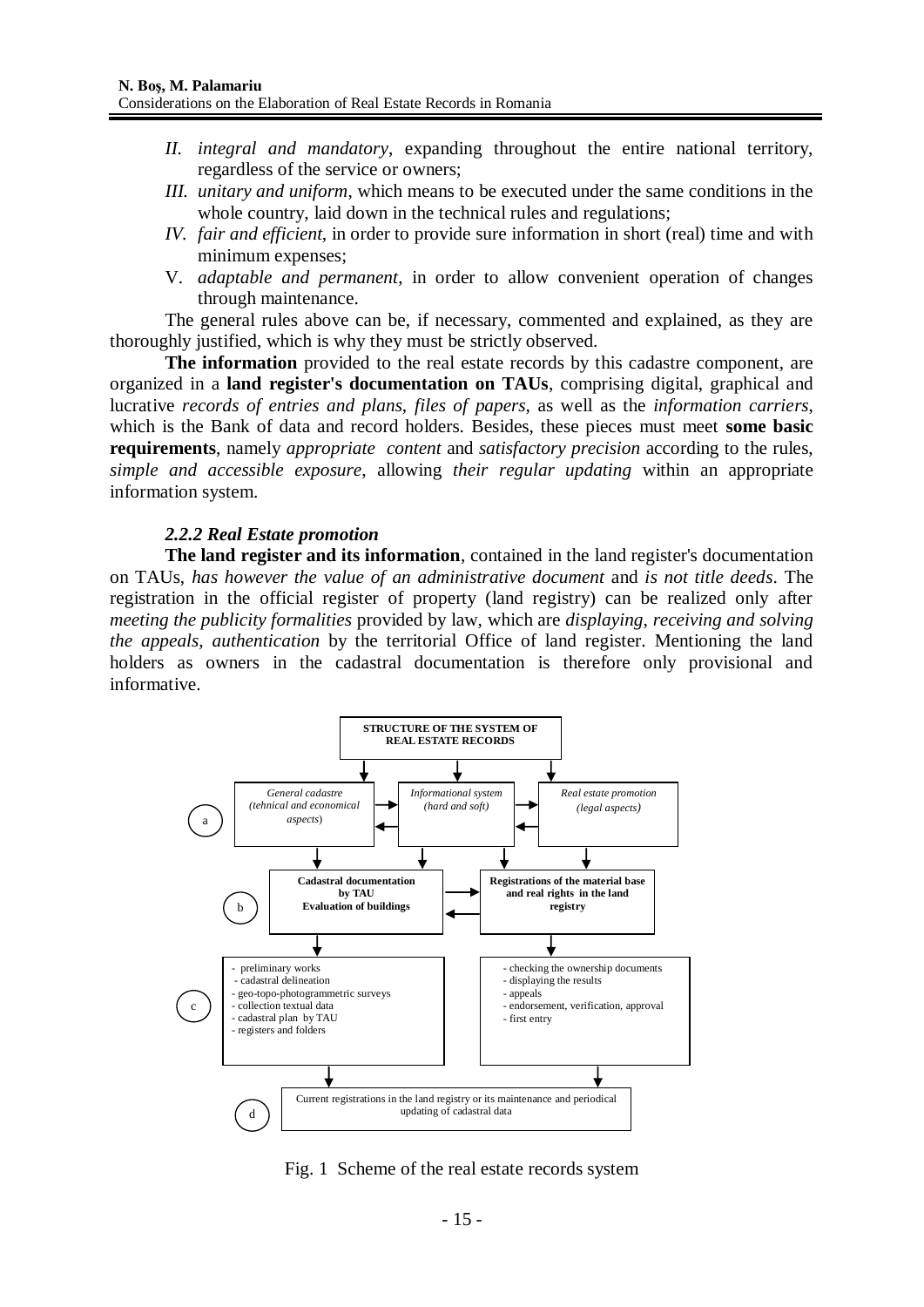II. *integral and mandatory*, expanding throughout the entire national territory, regardless of the service or owners;

III. *unitary and uniform*, which means to be executed under the same conditions in the whole country, laid down in the technical rules and regulations;

IV. *fair and efficient*, in order to provide sure information in short (real) time and with minimum expenses;

V. *adaptable and permanent*, in order to allow convenient operation of changes through maintenance.

The general rules above can be, if necessary, commented and explained, as they are thoroughly justified, which is why they must be strictly observed.

**The information** provided to the real estate records by this cadastre component, are organized in a **land register's documentation on TAUs**, comprising digital, graphical and lucrative *records of entries and plans*, *files of papers*, as well as the *information carriers*, which is the Bank of data and record holders. Besides, these pieces must meet **some basic requirements**, namely *appropriate content* and *satisfactory precision* according to the rules, *simple and accessible exposure*, allowing *their regular updating* within an appropriate information system.

### *2.2.2 Real Estate promotion*

**The land register and its information**, contained in the land register's documentation on TAUs, *has however the value of an administrative document* and *is not title deeds*. The registration in the official register of property (land registry) can be realized only after *meeting the publicity formalities* provided by law, which are *displaying, receiving and solving the appeals, authentication* by the territorial Office of land register. Mentioning the land holders as owners in the cadastral documentation is therefore only provisional and informative.

**STRUCTURE OF THE SYSTEM OF REAL ESTATE RECORDS**

(a) *General cadastre (tehnical and economical aspects)* ⇄ *Informational system (hard and soft)* ⇄ *Real estate promotion (legal aspects)*

(b) **Cadastral documentation by TAU Evaluation of buildings** ⇄ **Registrations of the material base and real rights in the land registry**

(c)
- preliminary works
- cadastral delineation
- geo-topo-photogrammetric surveys
- collection textual data
- cadastral plan by TAU
- registers and folders

- checking the ownership documents
- displaying the results
- appeals
- endorsement, verification, approval
- first entry

(d) Current registrations in the land registry or its maintenance and periodical updating of cadastral data

Fig. 1 Scheme of the real estate records system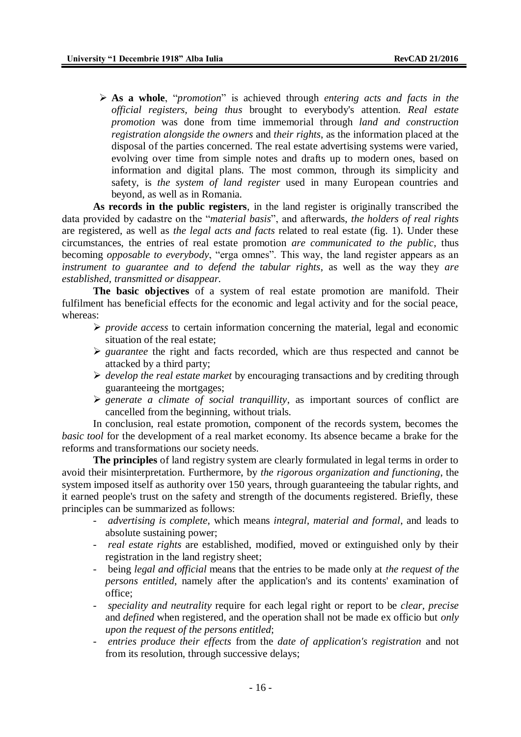- **As a whole**, "*promotion*" is achieved through *entering acts and facts in the official registers, being thus* brought to everybody's attention. *Real estate promotion* was done from time immemorial through *land and construction registration alongside the owners* and *their rights*, as the information placed at the disposal of the parties concerned. The real estate advertising systems were varied, evolving over time from simple notes and drafts up to modern ones, based on information and digital plans. The most common, through its simplicity and safety, is *the system of land register* used in many European countries and beyond, as well as in Romania.

**As records in the public registers**, in the land register is originally transcribed the data provided by cadastre on the "*material basis*", and afterwards, *the holders of real rights* are registered, as well as *the legal acts and facts* related to real estate (fig. 1). Under these circumstances, the entries of real estate promotion *are communicated to the public*, thus becoming *opposable to everybody*, "erga omnes". This way, the land register appears as an *instrument to guarantee and to defend the tabular rights*, as well as the way they *are established, transmitted or disappear*.

**The basic objectives** of a system of real estate promotion are manifold. Their fulfilment has beneficial effects for the economic and legal activity and for the social peace, whereas:

- *provide access* to certain information concerning the material, legal and economic situation of the real estate;
- *guarantee* the right and facts recorded, which are thus respected and cannot be attacked by a third party;
- *develop the real estate market* by encouraging transactions and by crediting through guaranteeing the mortgages;
- *generate a climate of social tranquillity*, as important sources of conflict are cancelled from the beginning, without trials.

In conclusion, real estate promotion, component of the records system, becomes the *basic tool* for the development of a real market economy. Its absence became a brake for the reforms and transformations our society needs.

**The principles** of land registry system are clearly formulated in legal terms in order to avoid their misinterpretation. Furthermore, by *the rigorous organization and functioning*, the system imposed itself as authority over 150 years, through guaranteeing the tabular rights, and it earned people's trust on the safety and strength of the documents registered. Briefly, these principles can be summarized as follows:

- *advertising is complete*, which means *integral*, *material and formal*, and leads to absolute sustaining power;
- *real estate rights* are established, modified, moved or extinguished only by their registration in the land registry sheet;
- being *legal and official* means that the entries to be made only at *the request of the persons entitled*, namely after the application's and its contents' examination of office;
- *speciality and neutrality* require for each legal right or report to be *clear, precise* and *defined* when registered, and the operation shall not be made ex officio but *only upon the request of the persons entitled*;
- *entries produce their effects* from the *date of application's registration* and not from its resolution, through successive delays;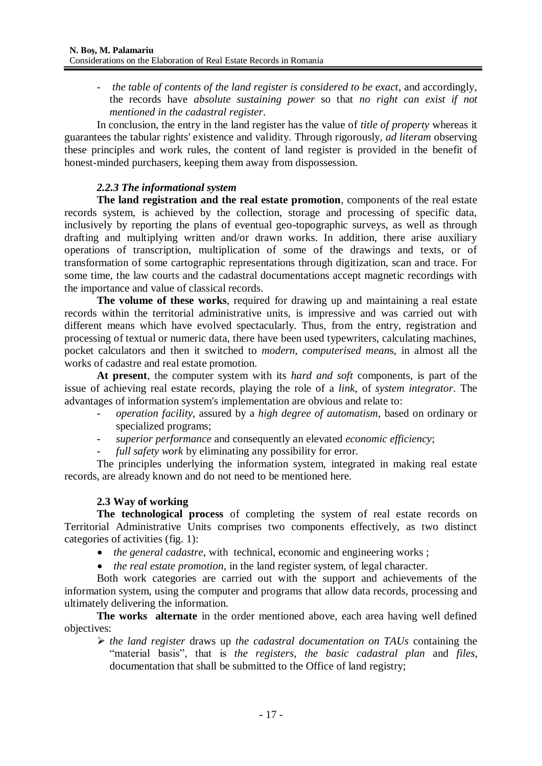- *the table of contents of the land register is considered to be exact*, and accordingly, the records have *absolute sustaining power* so that *no right can exist if not mentioned in the cadastral register*.

In conclusion, the entry in the land register has the value of *title of property* whereas it guarantees the tabular rights' existence and validity. Through rigorously, *ad literam* observing these principles and work rules, the content of land register is provided in the benefit of honest-minded purchasers, keeping them away from dispossession.

### *2.2.3 The informational system*

**The land registration and the real estate promotion**, components of the real estate records system, is achieved by the collection, storage and processing of specific data, inclusively by reporting the plans of eventual geo-topographic surveys, as well as through drafting and multiplying written and/or drawn works. In addition, there arise auxiliary operations of transcription, multiplication of some of the drawings and texts, or of transformation of some cartographic representations through digitization, scan and trace. For some time, the law courts and the cadastral documentations accept magnetic recordings with the importance and value of classical records.

**The volume of these works**, required for drawing up and maintaining a real estate records within the territorial administrative units, is impressive and was carried out with different means which have evolved spectacularly. Thus, from the entry, registration and processing of textual or numeric data, there have been used typewriters, calculating machines, pocket calculators and then it switched to *modern, computerised mean*s, in almost all the works of cadastre and real estate promotion.

**At present**, the computer system with its *hard and soft* components, is part of the issue of achieving real estate records, playing the role of a *link*, of *system integrator*. The advantages of information system's implementation are obvious and relate to:

- *operation facility*, assured by a *high degree of automatism*, based on ordinary or specialized programs;
- *superior performance* and consequently an elevated *economic efficiency*;
- *full safety work* by eliminating any possibility for error.

The principles underlying the information system, integrated in making real estate records, are already known and do not need to be mentioned here.

## 2.3 Way of working

**The technological process** of completing the system of real estate records on Territorial Administrative Units comprises two components effectively, as two distinct categories of activities (fig. 1):

- *the general cadastre*, with technical, economic and engineering works ;
- *the real estate promotion*, in the land register system, of legal character.

Both work categories are carried out with the support and achievements of the information system, using the computer and programs that allow data records, processing and ultimately delivering the information.

**The works alternate** in the order mentioned above, each area having well defined objectives:

- *the land register* draws up *the cadastral documentation on TAUs* containing the "material basis", that is *the registers*, *the basic cadastral plan* and *files*, documentation that shall be submitted to the Office of land registry;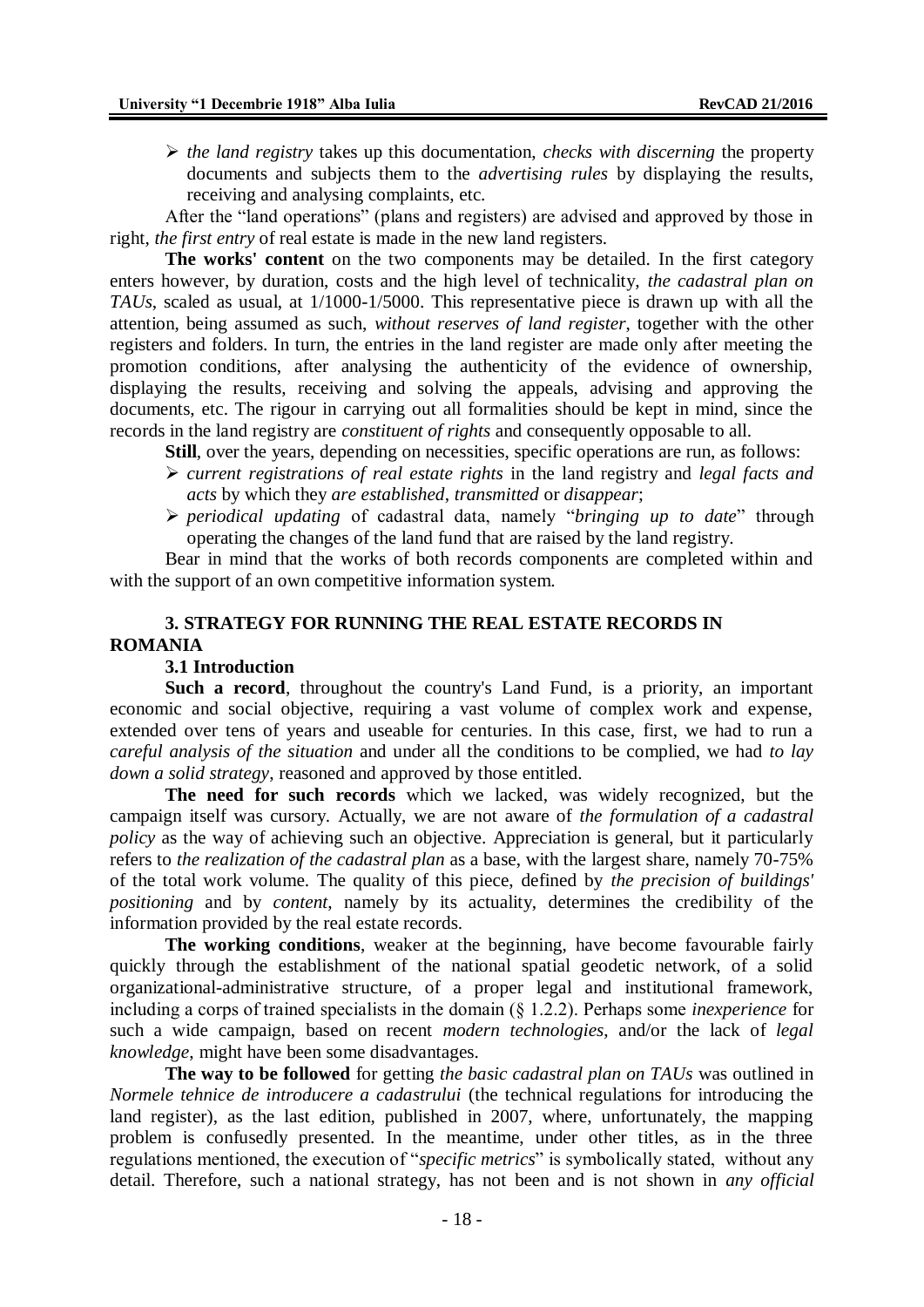- *the land registry* takes up this documentation, *checks with discerning* the property documents and subjects them to the *advertising rules* by displaying the results, receiving and analysing complaints, etc.

After the "land operations" (plans and registers) are advised and approved by those in right, *the first entry* of real estate is made in the new land registers.

**The works' content** on the two components may be detailed. In the first category enters however, by duration, costs and the high level of technicality, *the cadastral plan on TAUs*, scaled as usual, at 1/1000-1/5000. This representative piece is drawn up with all the attention, being assumed as such, *without reserves of land register*, together with the other registers and folders. In turn, the entries in the land register are made only after meeting the promotion conditions, after analysing the authenticity of the evidence of ownership, displaying the results, receiving and solving the appeals, advising and approving the documents, etc. The rigour in carrying out all formalities should be kept in mind, since the records in the land registry are *constituent of rights* and consequently opposable to all.

**Still**, over the years, depending on necessities, specific operations are run, as follows:

- *current registrations of real estate rights* in the land registry and *legal facts and acts* by which they *are established*, *transmitted* or *disappear*;
- *periodical updating* of cadastral data, namely "*bringing up to date*" through operating the changes of the land fund that are raised by the land registry.

Bear in mind that the works of both records components are completed within and with the support of an own competitive information system.

## 3. STRATEGY FOR RUNNING THE REAL ESTATE RECORDS IN ROMANIA

### 3.1 Introduction

**Such a record**, throughout the country's Land Fund, is a priority, an important economic and social objective, requiring a vast volume of complex work and expense, extended over tens of years and useable for centuries. In this case, first, we had to run a *careful analysis of the situation* and under all the conditions to be complied, we had *to lay down a solid strategy*, reasoned and approved by those entitled.

**The need for such records** which we lacked, was widely recognized, but the campaign itself was cursory. Actually, we are not aware of *the formulation of a cadastral policy* as the way of achieving such an objective. Appreciation is general, but it particularly refers to *the realization of the cadastral plan* as a base, with the largest share, namely 70-75% of the total work volume. The quality of this piece, defined by *the precision of buildings' positioning* and by *content*, namely by its actuality, determines the credibility of the information provided by the real estate records.

**The working conditions**, weaker at the beginning, have become favourable fairly quickly through the establishment of the national spatial geodetic network, of a solid organizational-administrative structure, of a proper legal and institutional framework, including a corps of trained specialists in the domain (§ 1.2.2). Perhaps some *inexperience* for such a wide campaign, based on recent *modern technologies*, and/or the lack of *legal knowledge*, might have been some disadvantages.

**The way to be followed** for getting *the basic cadastral plan on TAUs* was outlined in *Normele tehnice de introducere a cadastrului* (the technical regulations for introducing the land register), as the last edition, published in 2007, where, unfortunately, the mapping problem is confusedly presented. In the meantime, under other titles, as in the three regulations mentioned, the execution of "*specific metrics*" is symbolically stated, without any detail. Therefore, such a national strategy, has not been and is not shown in *any official*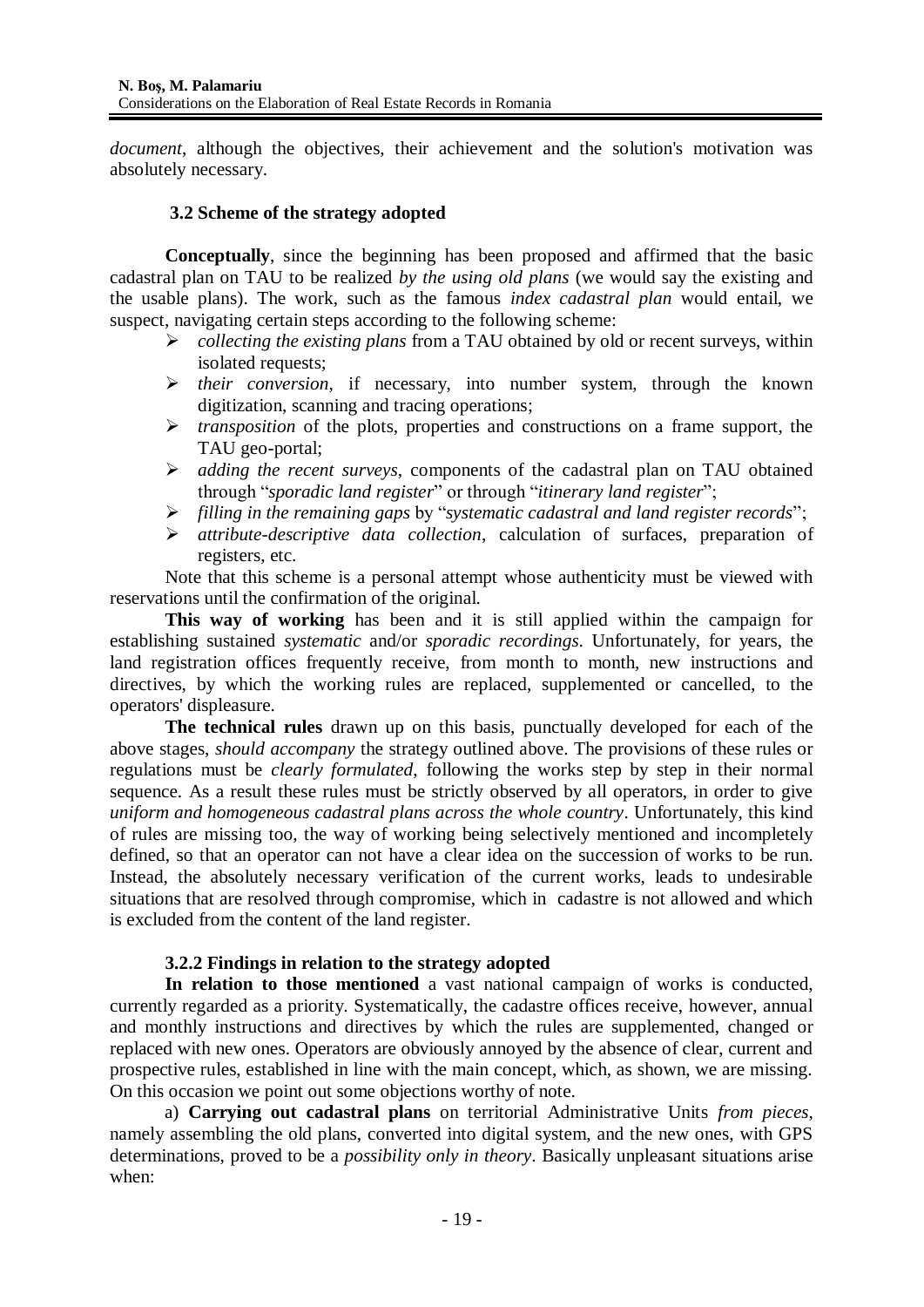*document*, although the objectives, their achievement and the solution's motivation was absolutely necessary.

### 3.2 Scheme of the strategy adopted

**Conceptually**, since the beginning has been proposed and affirmed that the basic cadastral plan on TAU to be realized *by the using old plans* (we would say the existing and the usable plans). The work, such as the famous *index cadastral plan* would entail, we suspect, navigating certain steps according to the following scheme:

- *collecting the existing plans* from a TAU obtained by old or recent surveys, within isolated requests;
- *their conversion*, if necessary, into number system, through the known digitization, scanning and tracing operations;
- *transposition* of the plots, properties and constructions on a frame support, the TAU geo-portal;
- *adding the recent surveys*, components of the cadastral plan on TAU obtained through "*sporadic land register*" or through "*itinerary land register*";
- *filling in the remaining gaps* by "*systematic cadastral and land register records*";
- *attribute-descriptive data collection*, calculation of surfaces, preparation of registers, etc.

Note that this scheme is a personal attempt whose authenticity must be viewed with reservations until the confirmation of the original.

**This way of working** has been and it is still applied within the campaign for establishing sustained *systematic* and/or *sporadic recordings*. Unfortunately, for years, the land registration offices frequently receive, from month to month, new instructions and directives, by which the working rules are replaced, supplemented or cancelled, to the operators' displeasure.

**The technical rules** drawn up on this basis, punctually developed for each of the above stages, *should accompany* the strategy outlined above. The provisions of these rules or regulations must be *clearly formulated*, following the works step by step in their normal sequence. As a result these rules must be strictly observed by all operators, in order to give *uniform and homogeneous cadastral plans across the whole country*. Unfortunately, this kind of rules are missing too, the way of working being selectively mentioned and incompletely defined, so that an operator can not have a clear idea on the succession of works to be run. Instead, the absolutely necessary verification of the current works, leads to undesirable situations that are resolved through compromise, which in cadastre is not allowed and which is excluded from the content of the land register.

#### 3.2.2 Findings in relation to the strategy adopted

**In relation to those mentioned** a vast national campaign of works is conducted, currently regarded as a priority. Systematically, the cadastre offices receive, however, annual and monthly instructions and directives by which the rules are supplemented, changed or replaced with new ones. Operators are obviously annoyed by the absence of clear, current and prospective rules, established in line with the main concept, which, as shown, we are missing. On this occasion we point out some objections worthy of note.

a) **Carrying out cadastral plans** on territorial Administrative Units *from pieces*, namely assembling the old plans, converted into digital system, and the new ones, with GPS determinations, proved to be a *possibility only in theory*. Basically unpleasant situations arise when: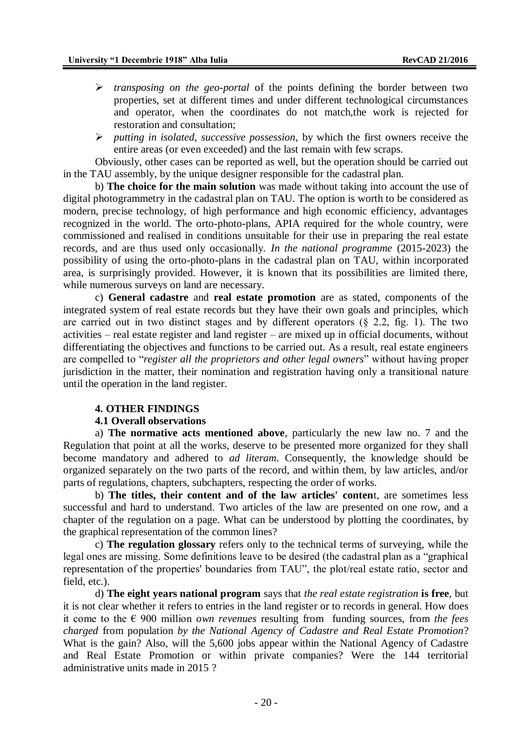- *transposing on the geo-portal* of the points defining the border between two properties, set at different times and under different technological circumstances and operator, when the coordinates do not match,the work is rejected for restoration and consultation;
- *putting in isolated, successive possession*, by which the first owners receive the entire areas (or even exceeded) and the last remain with few scraps.

Obviously, other cases can be reported as well, but the operation should be carried out in the TAU assembly, by the unique designer responsible for the cadastral plan.

b) **The choice for the main solution** was made without taking into account the use of digital photogrammetry in the cadastral plan on TAU. The option is worth to be considered as modern, precise technology, of high performance and high economic efficiency, advantages recognized in the world. The orto-photo-plans, APIA required for the whole country, were commissioned and realised in conditions unsuitable for their use in preparing the real estate records, and are thus used only occasionally. *In the national programme* (2015-2023) the possibility of using the orto-photo-plans in the cadastral plan on TAU, within incorporated area, is surprisingly provided. However, it is known that its possibilities are limited there, while numerous surveys on land are necessary.

c) **General cadastre** and **real estate promotion** are as stated, components of the integrated system of real estate records but they have their own goals and principles, which are carried out in two distinct stages and by different operators (§ 2.2, fig. 1). The two activities – real estate register and land register – are mixed up in official documents, without differentiating the objectives and functions to be carried out. As a result, real estate engineers are compelled to "*register all the proprietors and other legal owners*" without having proper jurisdiction in the matter, their nomination and registration having only a transitional nature until the operation in the land register.

## 4. OTHER FINDINGS

### 4.1 Overall observations

a) **The normative acts mentioned above**, particularly the new law no. 7 and the Regulation that point at all the works, deserve to be presented more organized for they shall become mandatory and adhered to *ad literam*. Consequently, the knowledge should be organized separately on the two parts of the record, and within them, by law articles, and/or parts of regulations, chapters, subchapters, respecting the order of works.

b) **The titles, their content and of the law articles' conten**t, are sometimes less successful and hard to understand. Two articles of the law are presented on one row, and a chapter of the regulation on a page. What can be understood by plotting the coordinates, by the graphical representation of the common lines?

c) **The regulation glossary** refers only to the technical terms of surveying, while the legal ones are missing. Some definitions leave to be desired (the cadastral plan as a "graphical representation of the properties' boundaries from TAU", the plot/real estate ratio, sector and field, etc.).

d) **The eight years national program** says that *the real estate registration* **is free**, but it is not clear whether it refers to entries in the land register or to records in general. How does it come to the € 900 million *own revenues* resulting from funding sources, from *the fees charged* from population *by the National Agency of Cadastre and Real Estate Promotion*? What is the gain? Also, will the 5,600 jobs appear within the National Agency of Cadastre and Real Estate Promotion or within private companies? Were the 144 territorial administrative units made in 2015 ?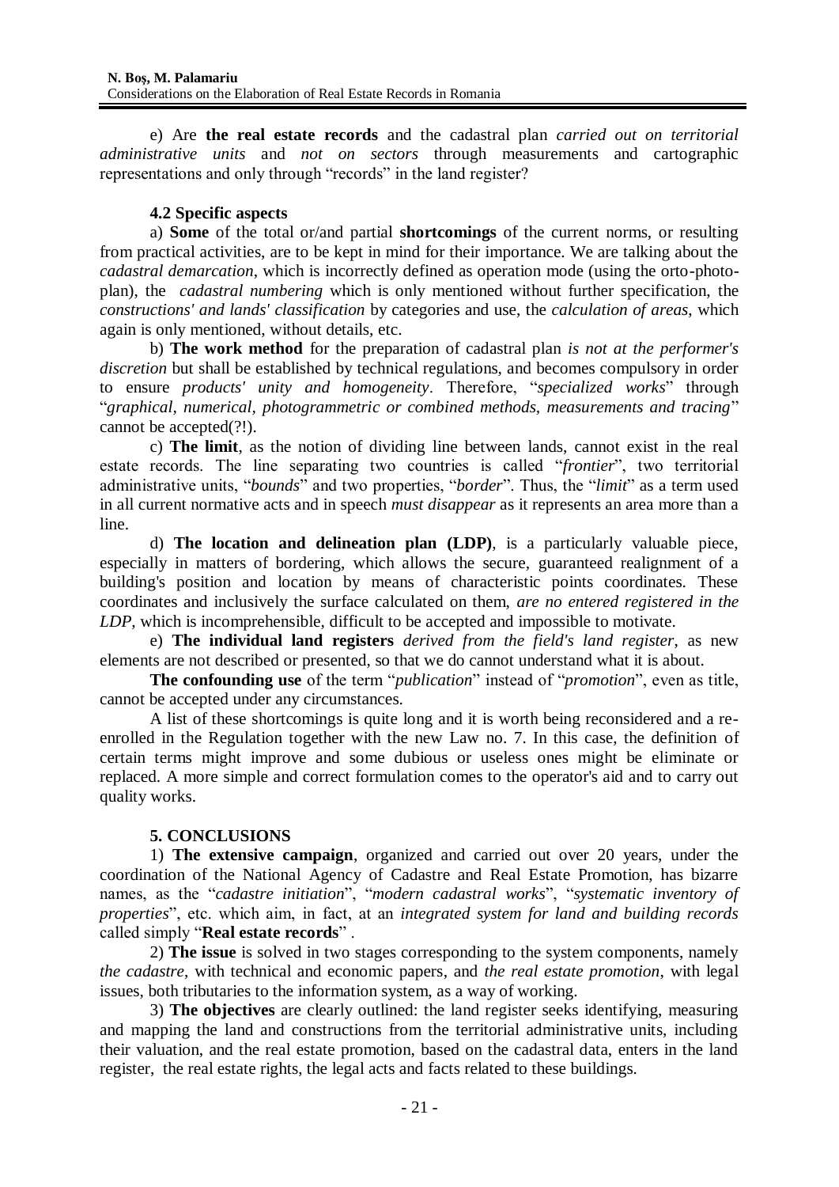e) Are **the real estate records** and the cadastral plan *carried out on territorial administrative units* and *not on sectors* through measurements and cartographic representations and only through "records" in the land register?

### 4.2 Specific aspects

a) **Some** of the total or/and partial **shortcomings** of the current norms, or resulting from practical activities, are to be kept in mind for their importance. We are talking about the *cadastral demarcation*, which is incorrectly defined as operation mode (using the orto-photo-plan), the *cadastral numbering* which is only mentioned without further specification, the *constructions' and lands' classification* by categories and use, the *calculation of areas*, which again is only mentioned, without details, etc.

b) **The work method** for the preparation of cadastral plan *is not at the performer's discretion* but shall be established by technical regulations, and becomes compulsory in order to ensure *products' unity and homogeneity*. Therefore, "*specialized works*" through "*graphical, numerical, photogrammetric or combined methods, measurements and tracing*" cannot be accepted(?!).

c) **The limit**, as the notion of dividing line between lands, cannot exist in the real estate records. The line separating two countries is called "*frontier*", two territorial administrative units, "*bounds*" and two properties, "*border*". Thus, the "*limit*" as a term used in all current normative acts and in speech *must disappear* as it represents an area more than a line.

d) **The location and delineation plan (LDP)**, is a particularly valuable piece, especially in matters of bordering, which allows the secure, guaranteed realignment of a building's position and location by means of characteristic points coordinates. These coordinates and inclusively the surface calculated on them, *are no entered registered in the LDP*, which is incomprehensible, difficult to be accepted and impossible to motivate.

e) **The individual land registers** *derived from the field's land register*, as new elements are not described or presented, so that we do cannot understand what it is about.

**The confounding use** of the term "*publication*" instead of "*promotion*", even as title, cannot be accepted under any circumstances.

A list of these shortcomings is quite long and it is worth being reconsidered and a re-enrolled in the Regulation together with the new Law no. 7. In this case, the definition of certain terms might improve and some dubious or useless ones might be eliminate or replaced. A more simple and correct formulation comes to the operator's aid and to carry out quality works.

## 5. CONCLUSIONS

1) **The extensive campaign**, organized and carried out over 20 years, under the coordination of the National Agency of Cadastre and Real Estate Promotion, has bizarre names, as the "*cadastre initiation*", "*modern cadastral works*", "*systematic inventory of properties*", etc. which aim, in fact, at an *integrated system for land and building records* called simply "**Real estate records**" .

2) **The issue** is solved in two stages corresponding to the system components, namely *the cadastre*, with technical and economic papers, and *the real estate promotion*, with legal issues, both tributaries to the information system, as a way of working.

3) **The objectives** are clearly outlined: the land register seeks identifying, measuring and mapping the land and constructions from the territorial administrative units, including their valuation, and the real estate promotion, based on the cadastral data, enters in the land register, the real estate rights, the legal acts and facts related to these buildings.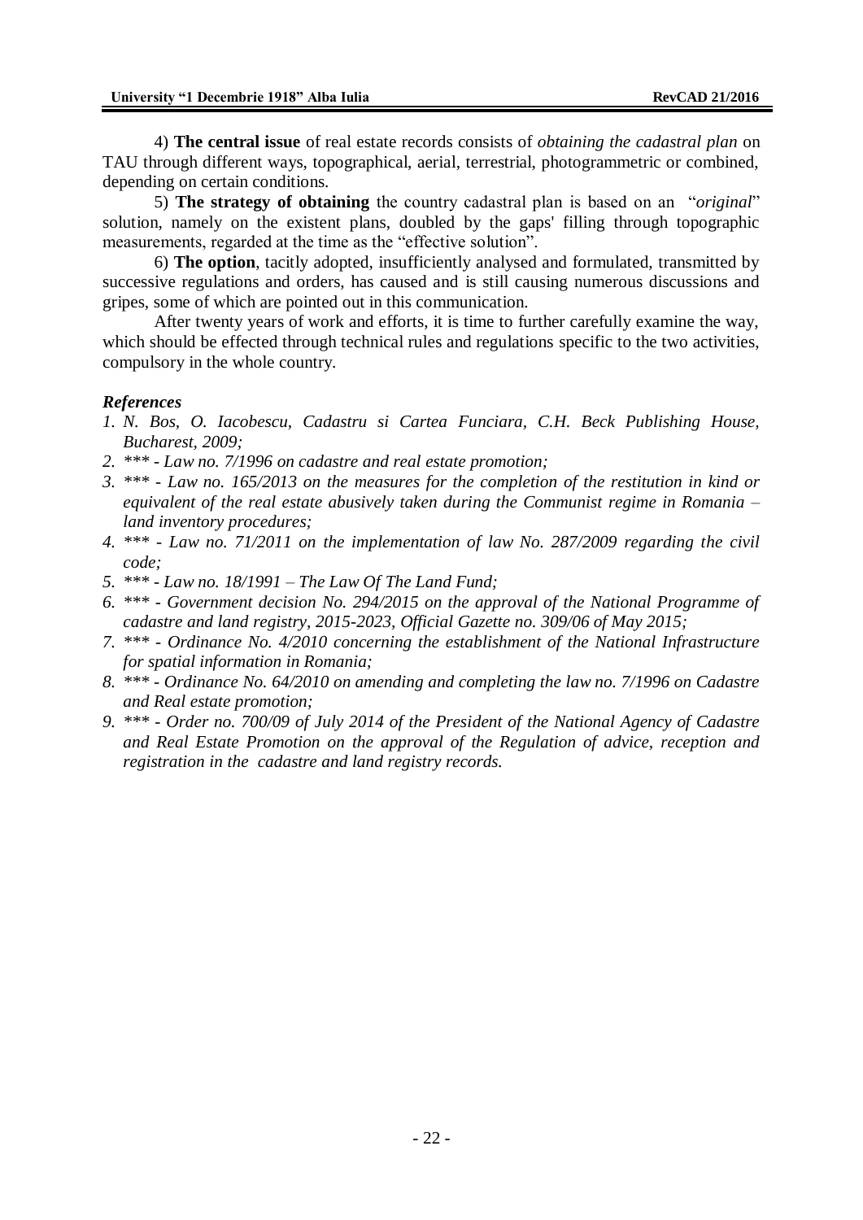4) **The central issue** of real estate records consists of *obtaining the cadastral plan* on TAU through different ways, topographical, aerial, terrestrial, photogrammetric or combined, depending on certain conditions.

5) **The strategy of obtaining** the country cadastral plan is based on an "*original*" solution, namely on the existent plans, doubled by the gaps' filling through topographic measurements, regarded at the time as the "effective solution".

6) **The option**, tacitly adopted, insufficiently analysed and formulated, transmitted by successive regulations and orders, has caused and is still causing numerous discussions and gripes, some of which are pointed out in this communication.

After twenty years of work and efforts, it is time to further carefully examine the way, which should be effected through technical rules and regulations specific to the two activities, compulsory in the whole country.

### *References*

1. *N. Bos, O. Iacobescu, Cadastru si Cartea Funciara, C.H. Beck Publishing House, Bucharest, 2009;*
2. *\*\*\* - Law no. 7/1996 on cadastre and real estate promotion;*
3. *\*\*\* - Law no. 165/2013 on the measures for the completion of the restitution in kind or equivalent of the real estate abusively taken during the Communist regime in Romania – land inventory procedures;*
4. *\*\*\* - Law no. 71/2011 on the implementation of law No. 287/2009 regarding the civil code;*
5. *\*\*\* - Law no. 18/1991 – The Law Of The Land Fund;*
6. *\*\*\* - Government decision No. 294/2015 on the approval of the National Programme of cadastre and land registry, 2015-2023, Official Gazette no. 309/06 of May 2015;*
7. *\*\*\* - Ordinance No. 4/2010 concerning the establishment of the National Infrastructure for spatial information in Romania;*
8. *\*\*\* - Ordinance No. 64/2010 on amending and completing the law no. 7/1996 on Cadastre and Real estate promotion;*
9. *\*\*\* - Order no. 700/09 of July 2014 of the President of the National Agency of Cadastre and Real Estate Promotion on the approval of the Regulation of advice, reception and registration in the cadastre and land registry records.*